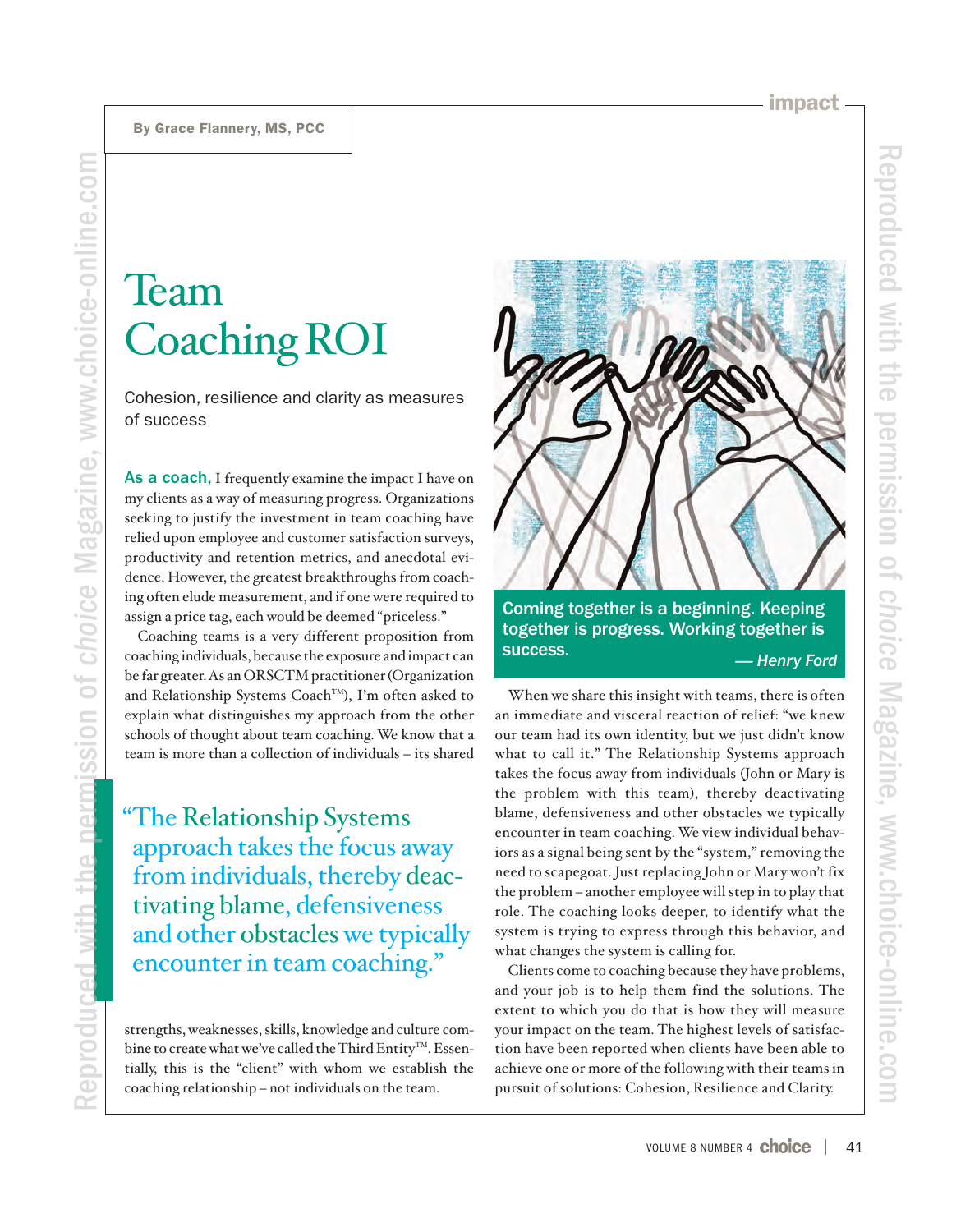By Grace Flannery, MS, PCC

# Team Coaching ROI

Cohesion, resilience and clarity as measures of success

**As a coach,** I frequently examine the impact I have on my clients as a way of measuring progress. Organizations seeking to justify the investment in team coaching have relied upon employee and customer satisfaction surveys, productivity and retention metrics, and anecdotal evidence. However, the greatest breakthroughs from coaching often elude measurement, and if one were required to assign a price tag, each would be deemed "priceless."

Coaching teams is a very different proposition from coaching individuals, because the exposure and impact can be far greater. As an ORSCTM practitioner (Organization and Relationship Systems Coach™), I'm often asked to explain what distinguishes my approach from the other schools of thought about team coaching. We know that a team is more than a collection of individuals – its shared strengths, weaknesses, skills, knowledge and culture combine to create what we've called the Third Entity™. Essentially, this is the "client" with whom we establish the coaching relationship – not individuals on the team.

> "The Relationship Systems approach takes the focus away from individuals, thereby deactivating blame, defensiveness and other obstacles we typically encounter in team coaching."

> Coming together is a beginning. Keeping together is progress. Working together is success.
>
> *— Henry Ford*

When we share this insight with teams, there is often an immediate and visceral reaction of relief: "we knew our team had its own identity, but we just didn't know what to call it." The Relationship Systems approach takes the focus away from individuals (John or Mary is the problem with this team), thereby deactivating blame, defensiveness and other obstacles we typically encounter in team coaching. We view individual behaviors as a signal being sent by the "system," removing the need to scapegoat. Just replacing John or Mary won't fix the problem – another employee will step in to play that role. The coaching looks deeper, to identify what the system is trying to express through this behavior, and what changes the system is calling for.

Clients come to coaching because they have problems, and your job is to help them find the solutions. The extent to which you do that is how they will measure your impact on the team. The highest levels of satisfaction have been reported when clients have been able to achieve one or more of the following with their teams in pursuit of solutions: Cohesion, Resilience and Clarity.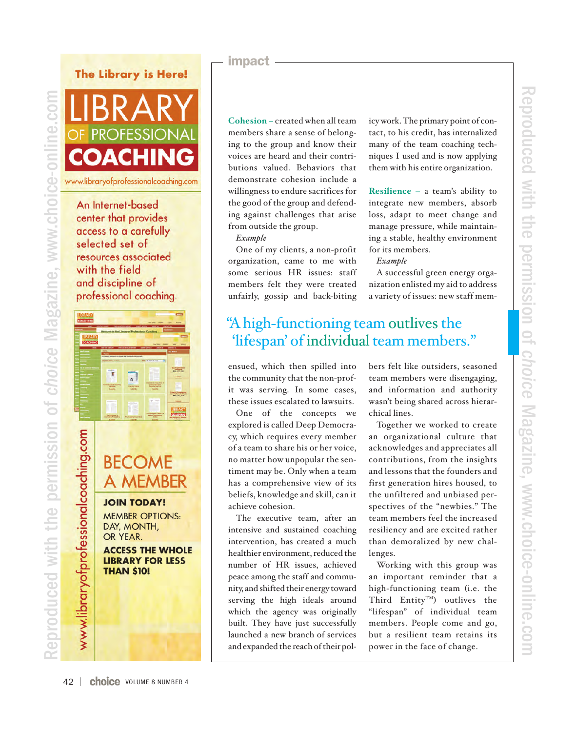The Library is Here!

LIBRARY OF PROFESSIONAL COACHING

www.libraryofprofessionalcoaching.com

An Internet-based center that provides access to a carefully selected set of resources associated with the field and discipline of professional coaching.

www.libraryofprofessionalcoaching.com

BECOME A MEMBER

**JOIN TODAY!**

MEMBER OPTIONS: DAY, MONTH, OR YEAR.

**ACCESS THE WHOLE LIBRARY FOR LESS THAN $10!**

**Cohesion** – created when all team members share a sense of belonging to the group and know their voices are heard and their contributions valued. Behaviors that demonstrate cohesion include a willingness to endure sacrifices for the good of the group and defending against challenges that arise from outside the group.

*Example*

One of my clients, a non-profit organization, came to me with some serious HR issues: staff members felt they were treated unfairly, gossip and back-biting ensued, which then spilled into the community that the non-profit was serving. In some cases, these issues escalated to lawsuits.

One of the concepts we explored is called Deep Democracy, which requires every member of a team to share his or her voice, no matter how unpopular the sentiment may be. Only when a team has a comprehensive view of its beliefs, knowledge and skill, can it achieve cohesion.

The executive team, after an intensive and sustained coaching intervention, has created a much healthier environment, reduced the number of HR issues, achieved peace among the staff and community, and shifted their energy toward serving the high ideals around which the agency was originally built. They have just successfully launched a new branch of services and expanded the reach of their policy work. The primary point of contact, to his credit, has internalized many of the team coaching techniques I used and is now applying them with his entire organization.

**Resilience** – a team's ability to integrate new members, absorb loss, adapt to meet change and manage pressure, while maintaining a stable, healthy environment for its members.

*Example*

A successful green energy organization enlisted my aid to address a variety of issues: new staff members felt like outsiders, seasoned team members were disengaging, and information and authority wasn't being shared across hierarchical lines.

> "A high-functioning team outlives the 'lifespan' of individual team members."

Together we worked to create an organizational culture that acknowledges and appreciates all contributions, from the insights and lessons that the founders and first generation hires housed, to the unfiltered and unbiased perspectives of the "newbies." The team members feel the increased resiliency and are excited rather than demoralized by new challenges.

Working with this group was an important reminder that a high-functioning team (i.e. the Third Entity™) outlives the "lifespan" of individual team members. People come and go, but a resilient team retains its power in the face of change.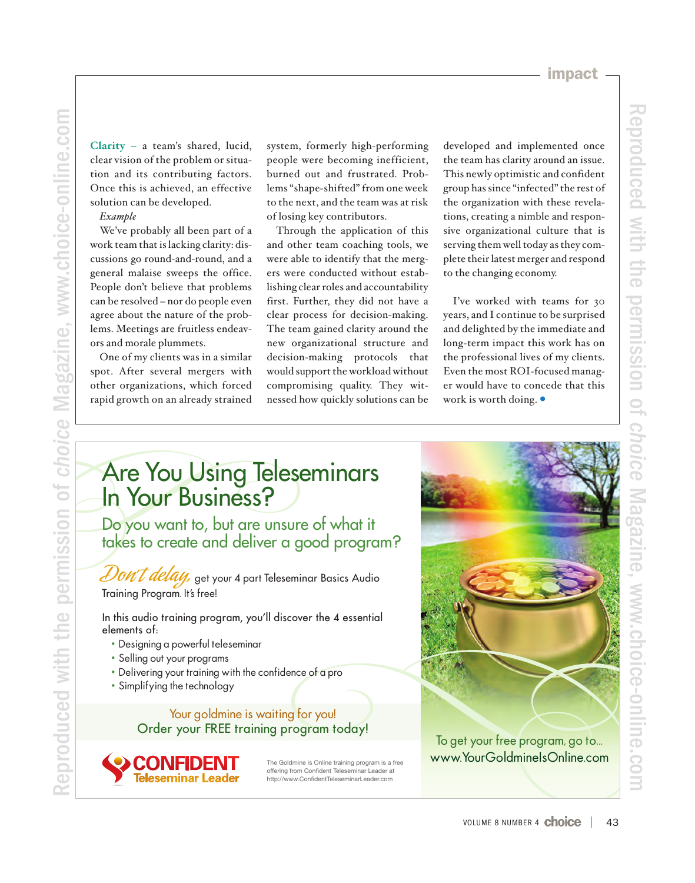**Clarity** – a team's shared, lucid, clear vision of the problem or situation and its contributing factors. Once this is achieved, an effective solution can be developed.

*Example*

We've probably all been part of a work team that is lacking clarity: discussions go round-and-round, and a general malaise sweeps the office. People don't believe that problems can be resolved – nor do people even agree about the nature of the problems. Meetings are fruitless endeavors and morale plummets.

One of my clients was in a similar spot. After several mergers with other organizations, which forced rapid growth on an already strained system, formerly high-performing people were becoming inefficient, burned out and frustrated. Problems "shape-shifted" from one week to the next, and the team was at risk of losing key contributors.

Through the application of this and other team coaching tools, we were able to identify that the mergers were conducted without establishing clear roles and accountability first. Further, they did not have a clear process for decision-making. The team gained clarity around the new organizational structure and decision-making protocols that would support the workload without compromising quality. They witnessed how quickly solutions can be developed and implemented once the team has clarity around an issue. This newly optimistic and confident group has since "infected" the rest of the organization with these revelations, creating a nimble and responsive organizational culture that is serving them well today as they complete their latest merger and respond to the changing economy.

I've worked with teams for 30 years, and I continue to be surprised and delighted by the immediate and long-term impact this work has on the professional lives of my clients. Even the most ROI-focused manager would have to concede that this work is worth doing.

---

# Are You Using Teleseminars In Your Business?

## Do you want to, but are unsure of what it takes to create and deliver a good program?

*Don't delay,* get your 4 part Teleseminar Basics Audio Training Program. It's free!

In this audio training program, you'll discover the 4 essential elements of:

- Designing a powerful teleseminar
- Selling out your programs
- Delivering your training with the confidence of a pro
- Simplifying the technology

Your goldmine is waiting for you!
Order your FREE training program today!

CONFIDENT Teleseminar Leader

The Goldmine is Online training program is a free offering from Confident Teleseminar Leader at http://www.ConfidentTeleseminarLeader.com

To get your free program, go to...
www.YourGoldmineIsOnline.com